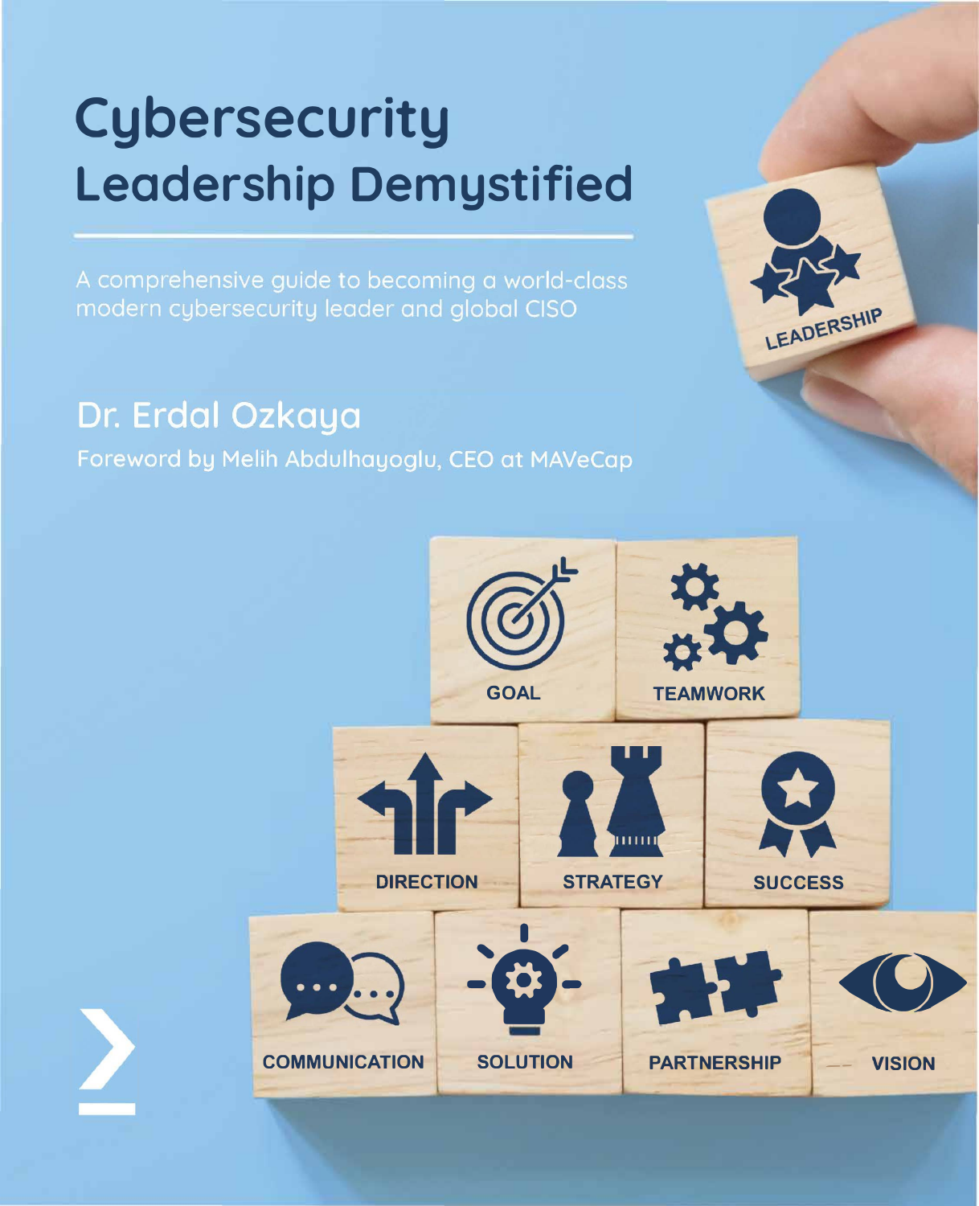# Cybersecurity Leadership Demystified

A comprehensive guide to becoming a world-class modern cybersecurity leader and global CISO

**Dr. Erdal Ozkaya**

Foreword by Melih Abdulhayoglu, CEO at MAVeCap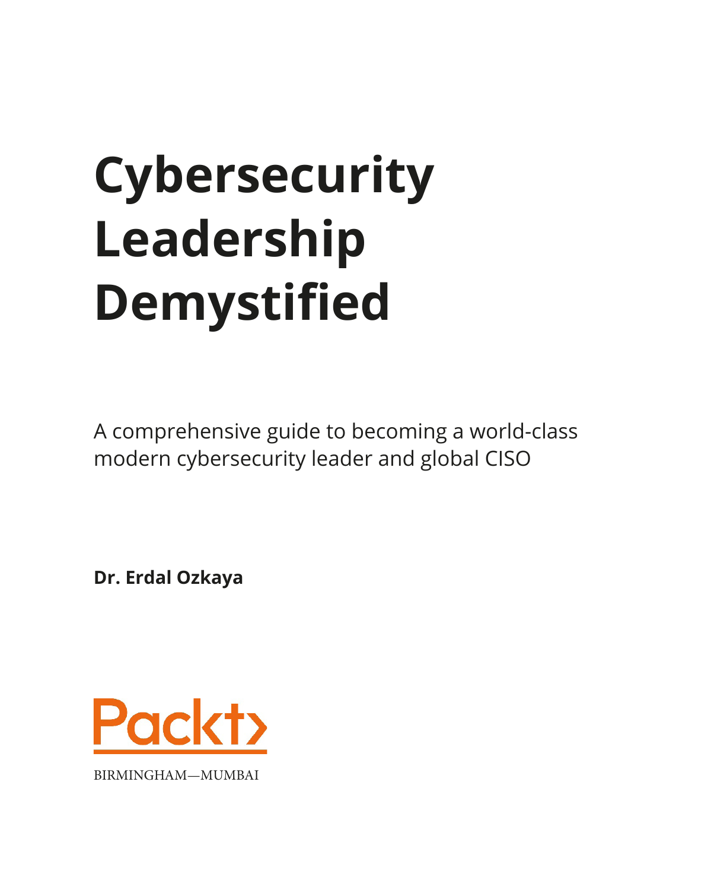# Cybersecurity Leadership Demystified

A comprehensive guide to becoming a world-class modern cybersecurity leader and global CISO

**Dr. Erdal Ozkaya**

Packt

BIRMINGHAM—MUMBAI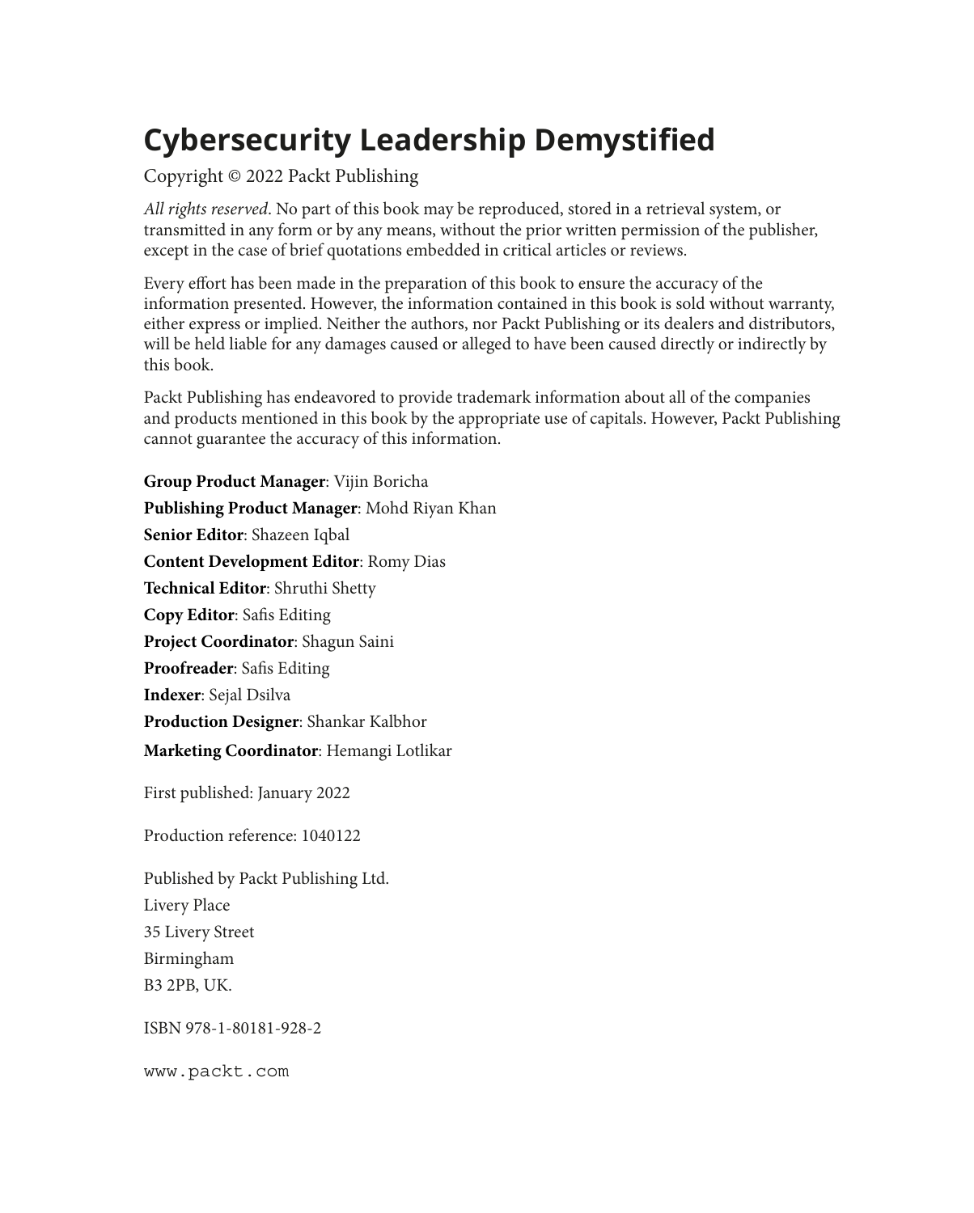# Cybersecurity Leadership Demystified

Copyright © 2022 Packt Publishing

*All rights reserved*. No part of this book may be reproduced, stored in a retrieval system, or transmitted in any form or by any means, without the prior written permission of the publisher, except in the case of brief quotations embedded in critical articles or reviews.

Every effort has been made in the preparation of this book to ensure the accuracy of the information presented. However, the information contained in this book is sold without warranty, either express or implied. Neither the authors, nor Packt Publishing or its dealers and distributors, will be held liable for any damages caused or alleged to have been caused directly or indirectly by this book.

Packt Publishing has endeavored to provide trademark information about all of the companies and products mentioned in this book by the appropriate use of capitals. However, Packt Publishing cannot guarantee the accuracy of this information.

**Group Product Manager**: Vijin Boricha

**Publishing Product Manager**: Mohd Riyan Khan

**Senior Editor**: Shazeen Iqbal

**Content Development Editor**: Romy Dias

**Technical Editor**: Shruthi Shetty

**Copy Editor**: Safis Editing

**Project Coordinator**: Shagun Saini

**Proofreader**: Safis Editing

**Indexer**: Sejal Dsilva

**Production Designer**: Shankar Kalbhor

**Marketing Coordinator**: Hemangi Lotlikar

First published: January 2022

Production reference: 1040122

Published by Packt Publishing Ltd.
Livery Place
35 Livery Street
Birmingham
B3 2PB, UK.

ISBN 978-1-80181-928-2

`www.packt.com`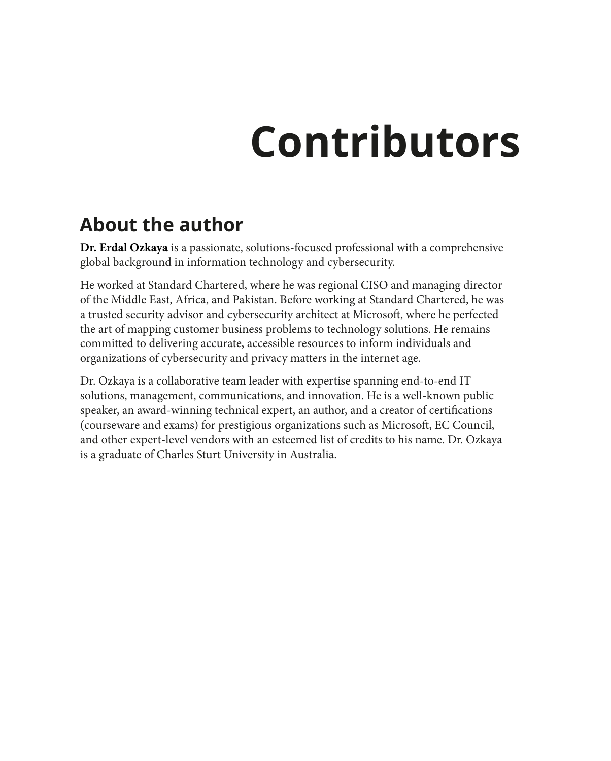# Contributors

## About the author

**Dr. Erdal Ozkaya** is a passionate, solutions-focused professional with a comprehensive global background in information technology and cybersecurity.

He worked at Standard Chartered, where he was regional CISO and managing director of the Middle East, Africa, and Pakistan. Before working at Standard Chartered, he was a trusted security advisor and cybersecurity architect at Microsoft, where he perfected the art of mapping customer business problems to technology solutions. He remains committed to delivering accurate, accessible resources to inform individuals and organizations of cybersecurity and privacy matters in the internet age.

Dr. Ozkaya is a collaborative team leader with expertise spanning end-to-end IT solutions, management, communications, and innovation. He is a well-known public speaker, an award-winning technical expert, an author, and a creator of certifications (courseware and exams) for prestigious organizations such as Microsoft, EC Council, and other expert-level vendors with an esteemed list of credits to his name. Dr. Ozkaya is a graduate of Charles Sturt University in Australia.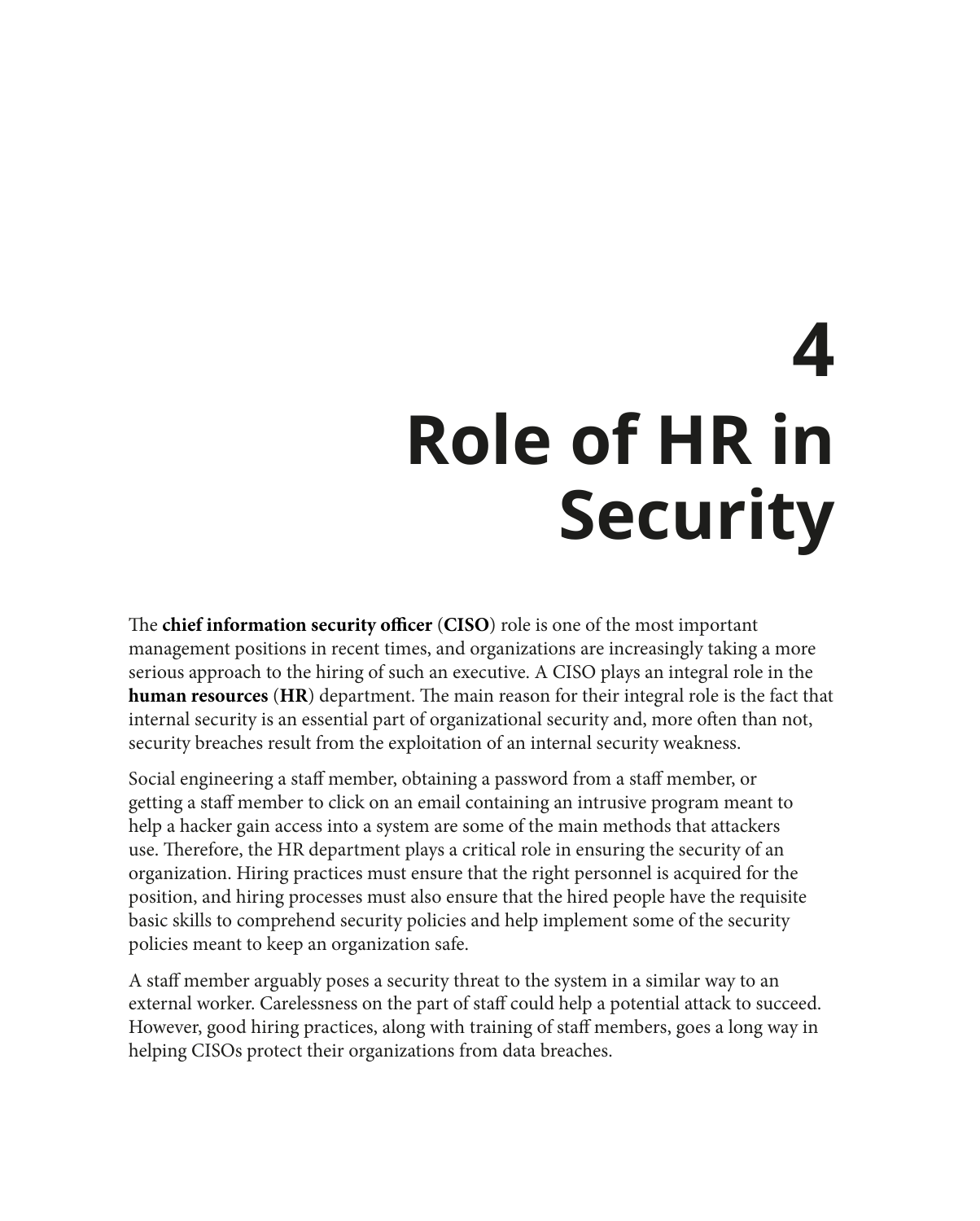# 4 Role of HR in Security

The **chief information security officer** (**CISO**) role is one of the most important management positions in recent times, and organizations are increasingly taking a more serious approach to the hiring of such an executive. A CISO plays an integral role in the **human resources** (**HR**) department. The main reason for their integral role is the fact that internal security is an essential part of organizational security and, more often than not, security breaches result from the exploitation of an internal security weakness.

Social engineering a staff member, obtaining a password from a staff member, or getting a staff member to click on an email containing an intrusive program meant to help a hacker gain access into a system are some of the main methods that attackers use. Therefore, the HR department plays a critical role in ensuring the security of an organization. Hiring practices must ensure that the right personnel is acquired for the position, and hiring processes must also ensure that the hired people have the requisite basic skills to comprehend security policies and help implement some of the security policies meant to keep an organization safe.

A staff member arguably poses a security threat to the system in a similar way to an external worker. Carelessness on the part of staff could help a potential attack to succeed. However, good hiring practices, along with training of staff members, goes a long way in helping CISOs protect their organizations from data breaches.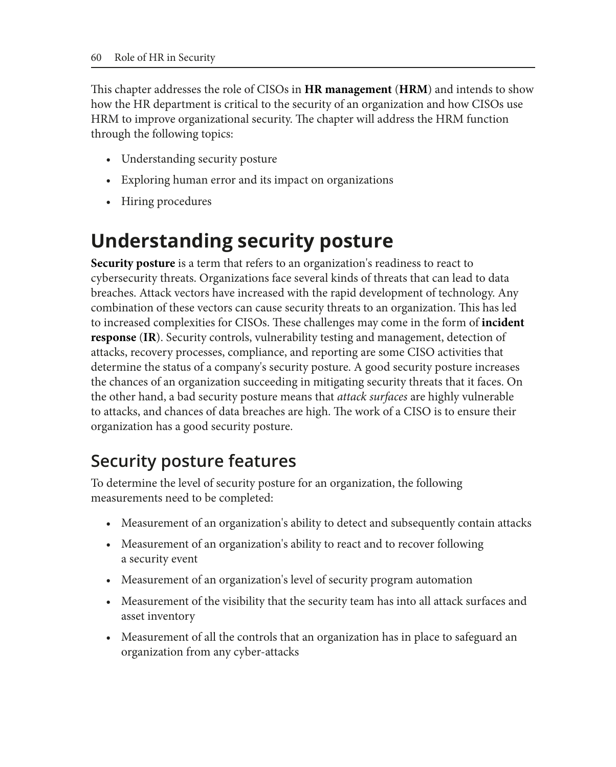This chapter addresses the role of CISOs in **HR management** (**HRM**) and intends to show how the HR department is critical to the security of an organization and how CISOs use HRM to improve organizational security. The chapter will address the HRM function through the following topics:

- Understanding security posture
- Exploring human error and its impact on organizations
- Hiring procedures

# Understanding security posture

**Security posture** is a term that refers to an organization's readiness to react to cybersecurity threats. Organizations face several kinds of threats that can lead to data breaches. Attack vectors have increased with the rapid development of technology. Any combination of these vectors can cause security threats to an organization. This has led to increased complexities for CISOs. These challenges may come in the form of **incident response** (**IR**). Security controls, vulnerability testing and management, detection of attacks, recovery processes, compliance, and reporting are some CISO activities that determine the status of a company's security posture. A good security posture increases the chances of an organization succeeding in mitigating security threats that it faces. On the other hand, a bad security posture means that *attack surfaces* are highly vulnerable to attacks, and chances of data breaches are high. The work of a CISO is to ensure their organization has a good security posture.

## Security posture features

To determine the level of security posture for an organization, the following measurements need to be completed:

- Measurement of an organization's ability to detect and subsequently contain attacks
- Measurement of an organization's ability to react and to recover following a security event
- Measurement of an organization's level of security program automation
- Measurement of the visibility that the security team has into all attack surfaces and asset inventory
- Measurement of all the controls that an organization has in place to safeguard an organization from any cyber-attacks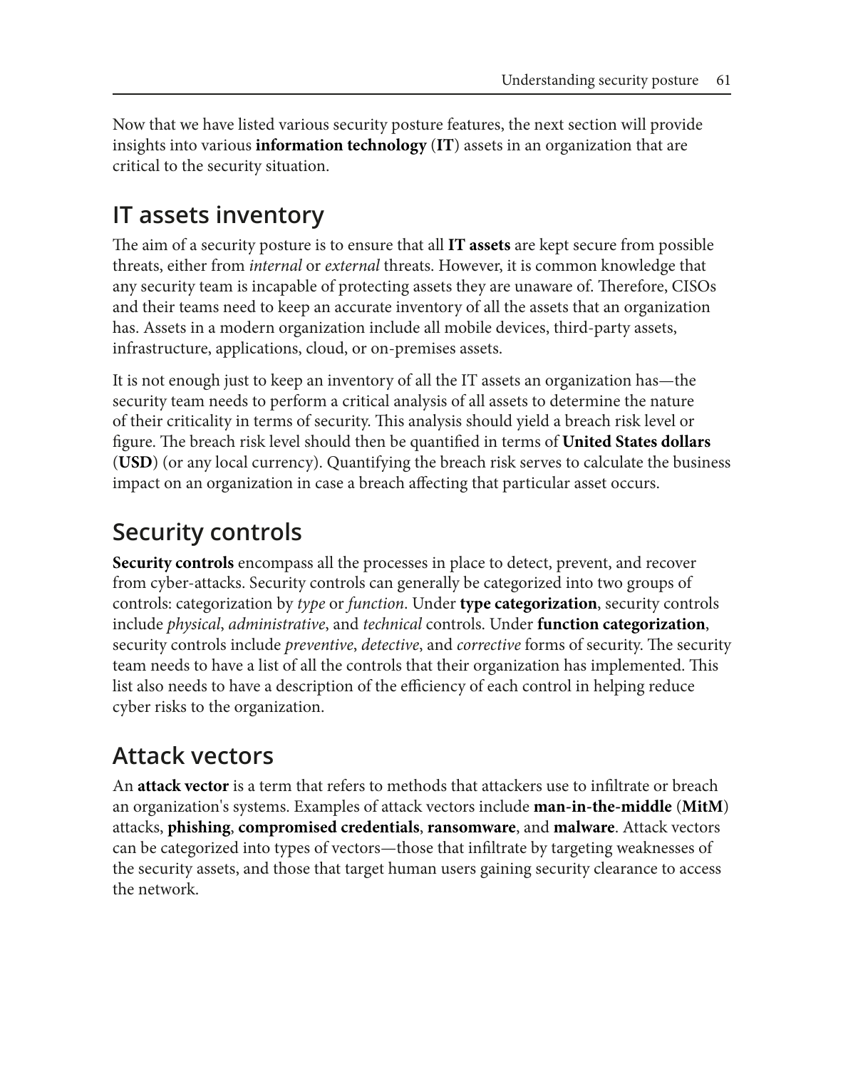Now that we have listed various security posture features, the next section will provide insights into various **information technology** (**IT**) assets in an organization that are critical to the security situation.

## IT assets inventory

The aim of a security posture is to ensure that all **IT assets** are kept secure from possible threats, either from *internal* or *external* threats. However, it is common knowledge that any security team is incapable of protecting assets they are unaware of. Therefore, CISOs and their teams need to keep an accurate inventory of all the assets that an organization has. Assets in a modern organization include all mobile devices, third-party assets, infrastructure, applications, cloud, or on-premises assets.

It is not enough just to keep an inventory of all the IT assets an organization has—the security team needs to perform a critical analysis of all assets to determine the nature of their criticality in terms of security. This analysis should yield a breach risk level or figure. The breach risk level should then be quantified in terms of **United States dollars** (**USD**) (or any local currency). Quantifying the breach risk serves to calculate the business impact on an organization in case a breach affecting that particular asset occurs.

## Security controls

**Security controls** encompass all the processes in place to detect, prevent, and recover from cyber-attacks. Security controls can generally be categorized into two groups of controls: categorization by *type* or *function*. Under **type categorization**, security controls include *physical*, *administrative*, and *technical* controls. Under **function categorization**, security controls include *preventive*, *detective*, and *corrective* forms of security. The security team needs to have a list of all the controls that their organization has implemented. This list also needs to have a description of the efficiency of each control in helping reduce cyber risks to the organization.

## Attack vectors

An **attack vector** is a term that refers to methods that attackers use to infiltrate or breach an organization's systems. Examples of attack vectors include **man-in-the-middle** (**MitM**) attacks, **phishing**, **compromised credentials**, **ransomware**, and **malware**. Attack vectors can be categorized into types of vectors—those that infiltrate by targeting weaknesses of the security assets, and those that target human users gaining security clearance to access the network.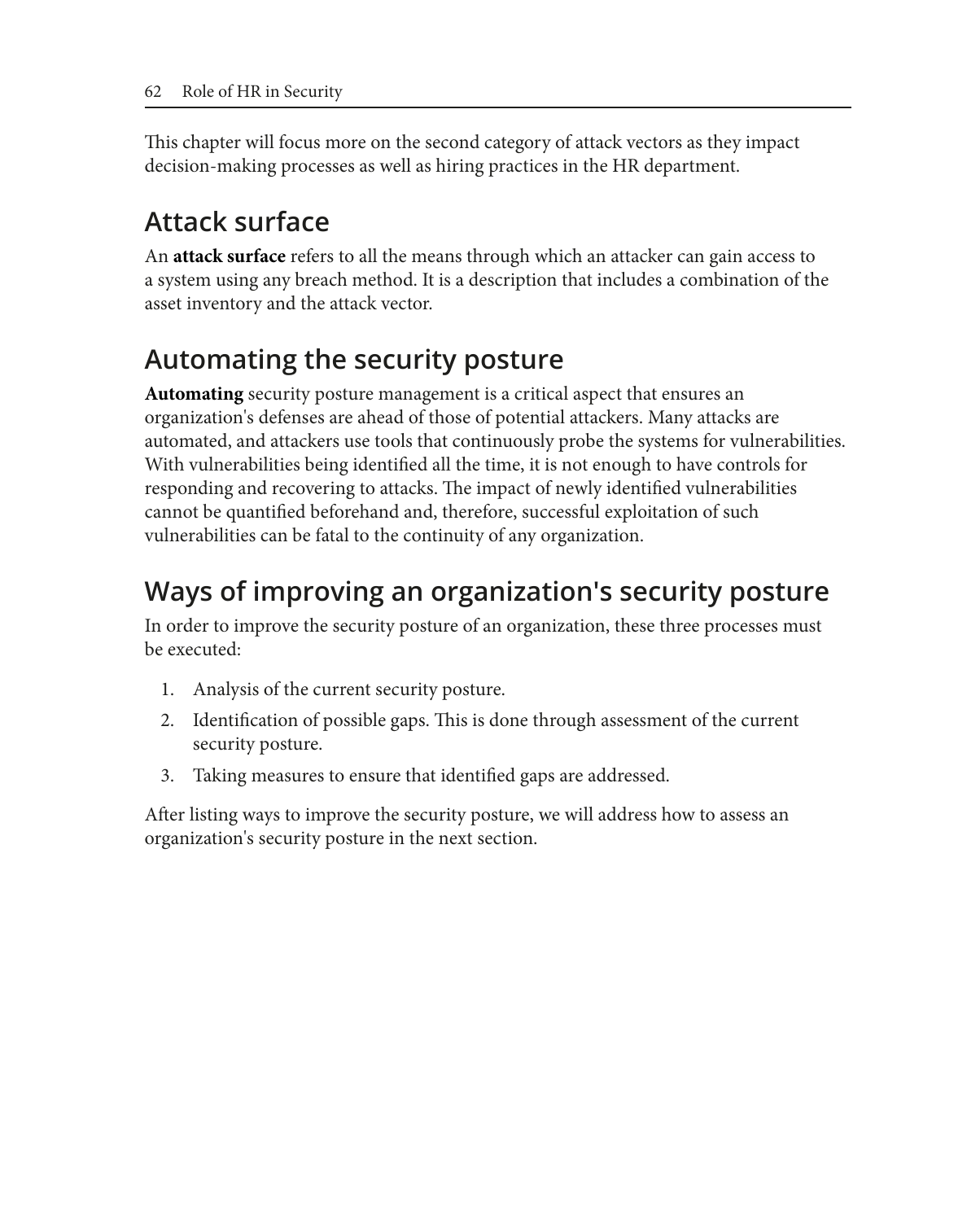This chapter will focus more on the second category of attack vectors as they impact decision-making processes as well as hiring practices in the HR department.

## Attack surface

An **attack surface** refers to all the means through which an attacker can gain access to a system using any breach method. It is a description that includes a combination of the asset inventory and the attack vector.

## Automating the security posture

**Automating** security posture management is a critical aspect that ensures an organization's defenses are ahead of those of potential attackers. Many attacks are automated, and attackers use tools that continuously probe the systems for vulnerabilities. With vulnerabilities being identified all the time, it is not enough to have controls for responding and recovering to attacks. The impact of newly identified vulnerabilities cannot be quantified beforehand and, therefore, successful exploitation of such vulnerabilities can be fatal to the continuity of any organization.

## Ways of improving an organization's security posture

In order to improve the security posture of an organization, these three processes must be executed:

1. Analysis of the current security posture.
2. Identification of possible gaps. This is done through assessment of the current security posture.
3. Taking measures to ensure that identified gaps are addressed.

After listing ways to improve the security posture, we will address how to assess an organization's security posture in the next section.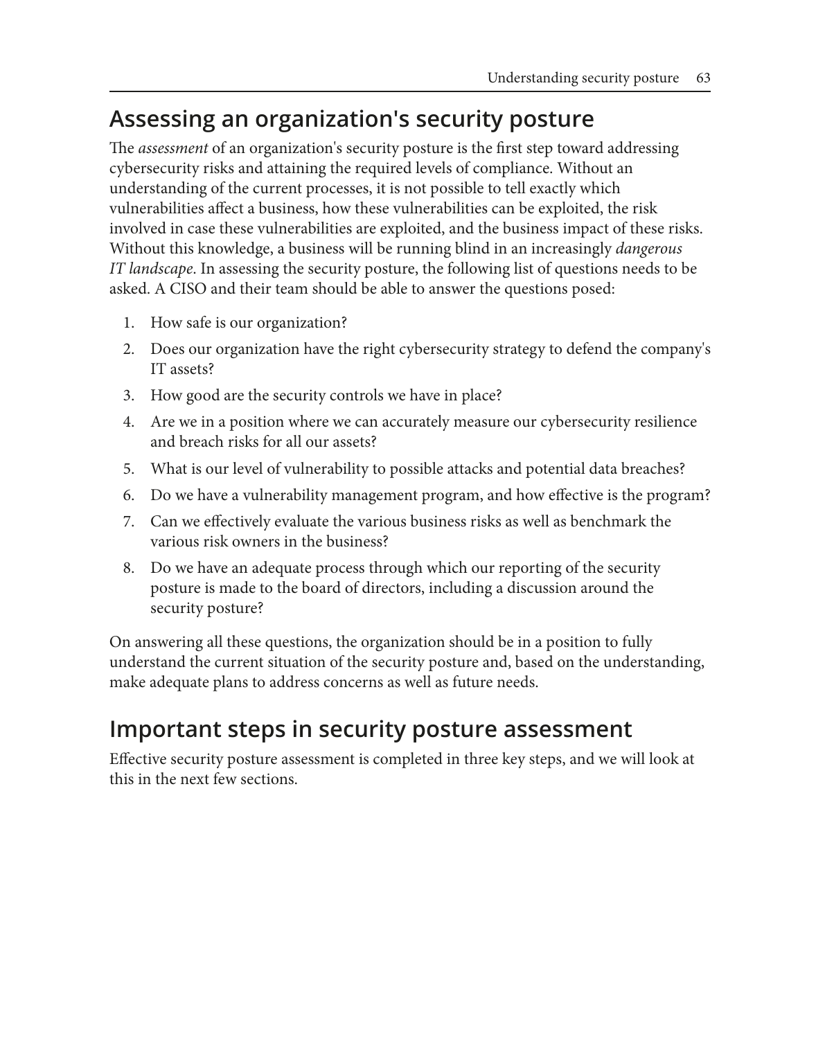## Assessing an organization's security posture

The *assessment* of an organization's security posture is the first step toward addressing cybersecurity risks and attaining the required levels of compliance. Without an understanding of the current processes, it is not possible to tell exactly which vulnerabilities affect a business, how these vulnerabilities can be exploited, the risk involved in case these vulnerabilities are exploited, and the business impact of these risks. Without this knowledge, a business will be running blind in an increasingly *dangerous IT landscape*. In assessing the security posture, the following list of questions needs to be asked. A CISO and their team should be able to answer the questions posed:

1. How safe is our organization?
2. Does our organization have the right cybersecurity strategy to defend the company's IT assets?
3. How good are the security controls we have in place?
4. Are we in a position where we can accurately measure our cybersecurity resilience and breach risks for all our assets?
5. What is our level of vulnerability to possible attacks and potential data breaches?
6. Do we have a vulnerability management program, and how effective is the program?
7. Can we effectively evaluate the various business risks as well as benchmark the various risk owners in the business?
8. Do we have an adequate process through which our reporting of the security posture is made to the board of directors, including a discussion around the security posture?

On answering all these questions, the organization should be in a position to fully understand the current situation of the security posture and, based on the understanding, make adequate plans to address concerns as well as future needs.

## Important steps in security posture assessment

Effective security posture assessment is completed in three key steps, and we will look at this in the next few sections.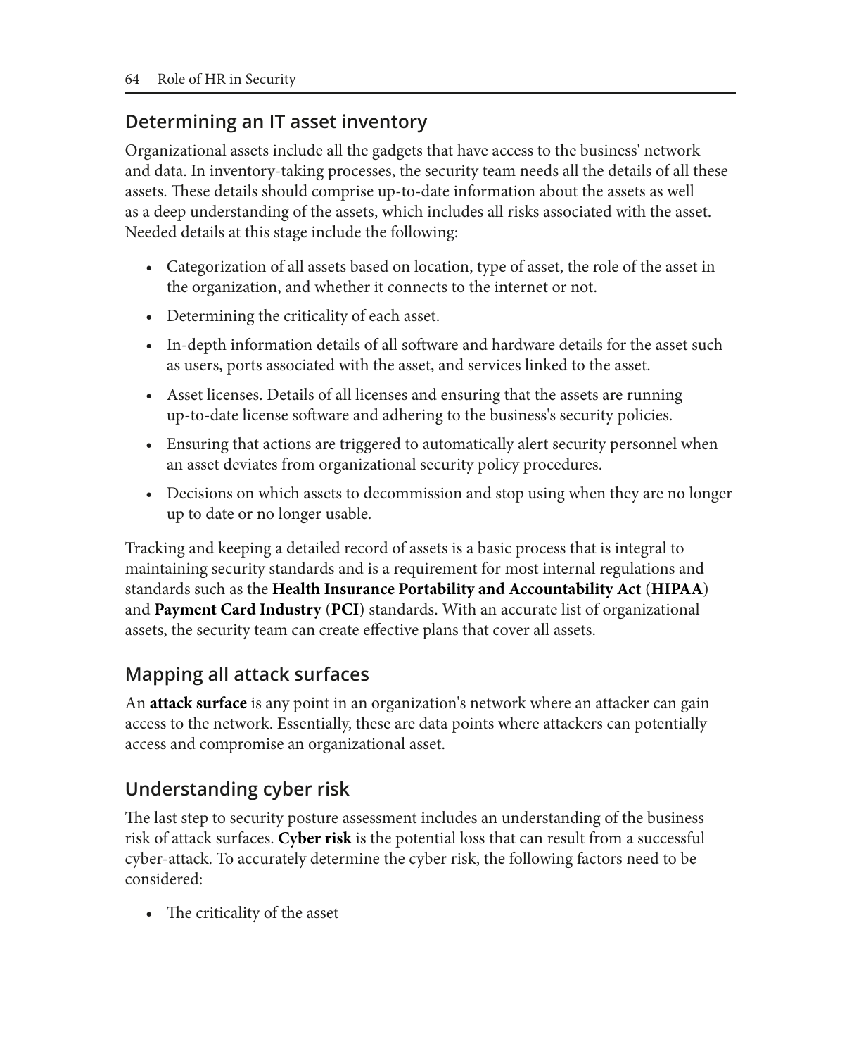## Determining an IT asset inventory

Organizational assets include all the gadgets that have access to the business' network and data. In inventory-taking processes, the security team needs all the details of all these assets. These details should comprise up-to-date information about the assets as well as a deep understanding of the assets, which includes all risks associated with the asset. Needed details at this stage include the following:

- Categorization of all assets based on location, type of asset, the role of the asset in the organization, and whether it connects to the internet or not.
- Determining the criticality of each asset.
- In-depth information details of all software and hardware details for the asset such as users, ports associated with the asset, and services linked to the asset.
- Asset licenses. Details of all licenses and ensuring that the assets are running up-to-date license software and adhering to the business's security policies.
- Ensuring that actions are triggered to automatically alert security personnel when an asset deviates from organizational security policy procedures.
- Decisions on which assets to decommission and stop using when they are no longer up to date or no longer usable.

Tracking and keeping a detailed record of assets is a basic process that is integral to maintaining security standards and is a requirement for most internal regulations and standards such as the **Health Insurance Portability and Accountability Act** (**HIPAA**) and **Payment Card Industry** (**PCI**) standards. With an accurate list of organizational assets, the security team can create effective plans that cover all assets.

## Mapping all attack surfaces

An **attack surface** is any point in an organization's network where an attacker can gain access to the network. Essentially, these are data points where attackers can potentially access and compromise an organizational asset.

## Understanding cyber risk

The last step to security posture assessment includes an understanding of the business risk of attack surfaces. **Cyber risk** is the potential loss that can result from a successful cyber-attack. To accurately determine the cyber risk, the following factors need to be considered:

- The criticality of the asset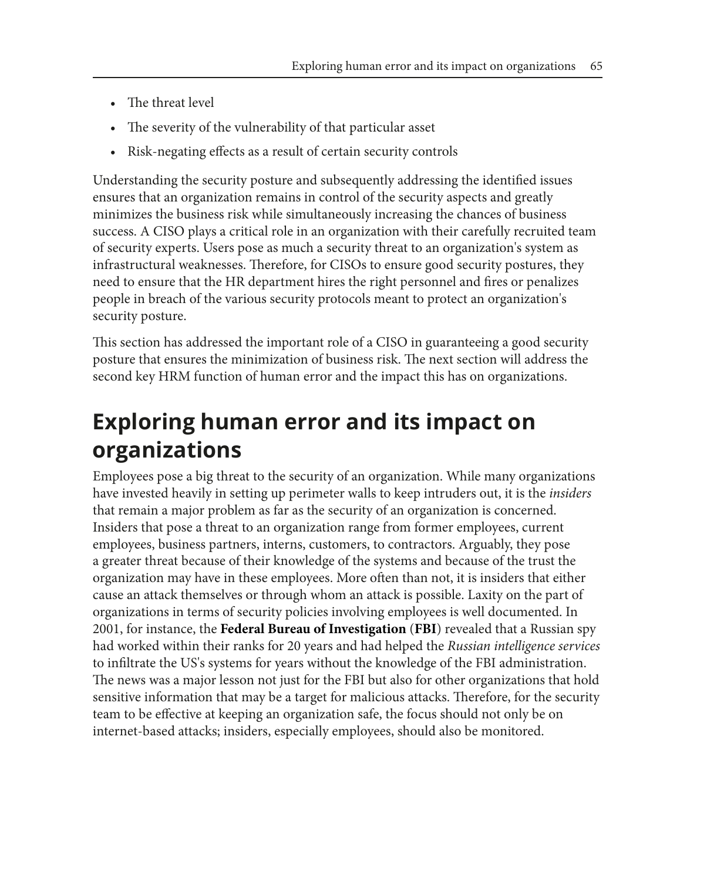- The threat level
- The severity of the vulnerability of that particular asset
- Risk-negating effects as a result of certain security controls

Understanding the security posture and subsequently addressing the identified issues ensures that an organization remains in control of the security aspects and greatly minimizes the business risk while simultaneously increasing the chances of business success. A CISO plays a critical role in an organization with their carefully recruited team of security experts. Users pose as much a security threat to an organization's system as infrastructural weaknesses. Therefore, for CISOs to ensure good security postures, they need to ensure that the HR department hires the right personnel and fires or penalizes people in breach of the various security protocols meant to protect an organization's security posture.

This section has addressed the important role of a CISO in guaranteeing a good security posture that ensures the minimization of business risk. The next section will address the second key HRM function of human error and the impact this has on organizations.

# Exploring human error and its impact on organizations

Employees pose a big threat to the security of an organization. While many organizations have invested heavily in setting up perimeter walls to keep intruders out, it is the *insiders* that remain a major problem as far as the security of an organization is concerned. Insiders that pose a threat to an organization range from former employees, current employees, business partners, interns, customers, to contractors. Arguably, they pose a greater threat because of their knowledge of the systems and because of the trust the organization may have in these employees. More often than not, it is insiders that either cause an attack themselves or through whom an attack is possible. Laxity on the part of organizations in terms of security policies involving employees is well documented. In 2001, for instance, the **Federal Bureau of Investigation** (**FBI**) revealed that a Russian spy had worked within their ranks for 20 years and had helped the *Russian intelligence services* to infiltrate the US's systems for years without the knowledge of the FBI administration. The news was a major lesson not just for the FBI but also for other organizations that hold sensitive information that may be a target for malicious attacks. Therefore, for the security team to be effective at keeping an organization safe, the focus should not only be on internet-based attacks; insiders, especially employees, should also be monitored.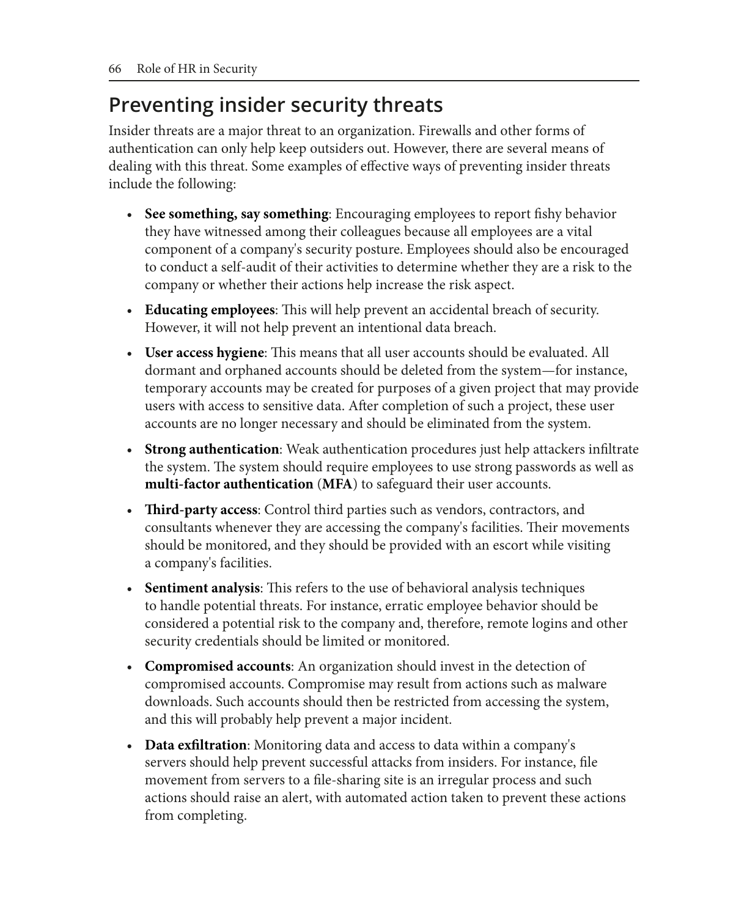## Preventing insider security threats

Insider threats are a major threat to an organization. Firewalls and other forms of authentication can only help keep outsiders out. However, there are several means of dealing with this threat. Some examples of effective ways of preventing insider threats include the following:

- **See something, say something**: Encouraging employees to report fishy behavior they have witnessed among their colleagues because all employees are a vital component of a company's security posture. Employees should also be encouraged to conduct a self-audit of their activities to determine whether they are a risk to the company or whether their actions help increase the risk aspect.
- **Educating employees**: This will help prevent an accidental breach of security. However, it will not help prevent an intentional data breach.
- **User access hygiene**: This means that all user accounts should be evaluated. All dormant and orphaned accounts should be deleted from the system—for instance, temporary accounts may be created for purposes of a given project that may provide users with access to sensitive data. After completion of such a project, these user accounts are no longer necessary and should be eliminated from the system.
- **Strong authentication**: Weak authentication procedures just help attackers infiltrate the system. The system should require employees to use strong passwords as well as **multi-factor authentication** (**MFA**) to safeguard their user accounts.
- **Third-party access**: Control third parties such as vendors, contractors, and consultants whenever they are accessing the company's facilities. Their movements should be monitored, and they should be provided with an escort while visiting a company's facilities.
- **Sentiment analysis**: This refers to the use of behavioral analysis techniques to handle potential threats. For instance, erratic employee behavior should be considered a potential risk to the company and, therefore, remote logins and other security credentials should be limited or monitored.
- **Compromised accounts**: An organization should invest in the detection of compromised accounts. Compromise may result from actions such as malware downloads. Such accounts should then be restricted from accessing the system, and this will probably help prevent a major incident.
- **Data exfiltration**: Monitoring data and access to data within a company's servers should help prevent successful attacks from insiders. For instance, file movement from servers to a file-sharing site is an irregular process and such actions should raise an alert, with automated action taken to prevent these actions from completing.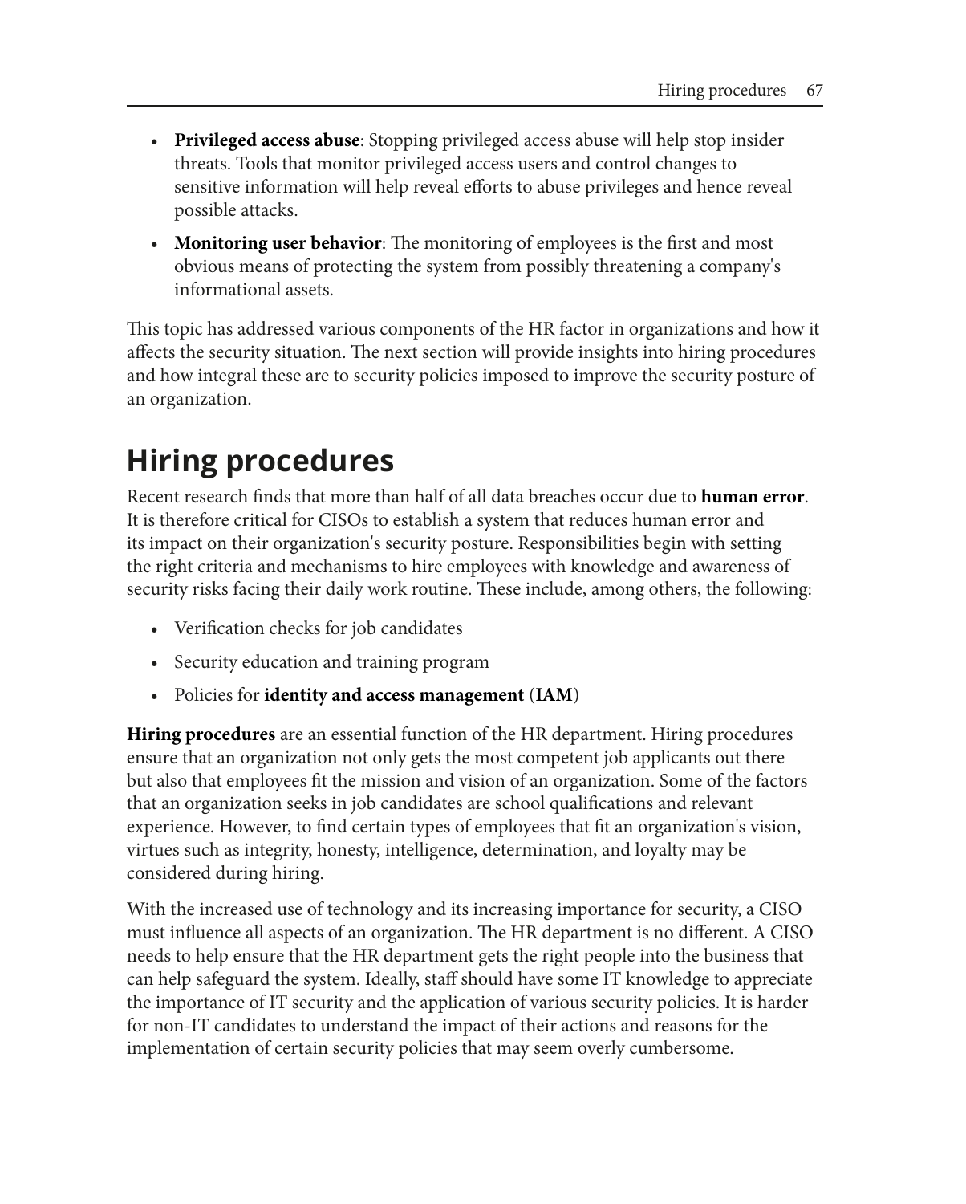- **Privileged access abuse**: Stopping privileged access abuse will help stop insider threats. Tools that monitor privileged access users and control changes to sensitive information will help reveal efforts to abuse privileges and hence reveal possible attacks.
- **Monitoring user behavior**: The monitoring of employees is the first and most obvious means of protecting the system from possibly threatening a company's informational assets.

This topic has addressed various components of the HR factor in organizations and how it affects the security situation. The next section will provide insights into hiring procedures and how integral these are to security policies imposed to improve the security posture of an organization.

# Hiring procedures

Recent research finds that more than half of all data breaches occur due to **human error**. It is therefore critical for CISOs to establish a system that reduces human error and its impact on their organization's security posture. Responsibilities begin with setting the right criteria and mechanisms to hire employees with knowledge and awareness of security risks facing their daily work routine. These include, among others, the following:

- Verification checks for job candidates
- Security education and training program
- Policies for **identity and access management** (**IAM**)

**Hiring procedures** are an essential function of the HR department. Hiring procedures ensure that an organization not only gets the most competent job applicants out there but also that employees fit the mission and vision of an organization. Some of the factors that an organization seeks in job candidates are school qualifications and relevant experience. However, to find certain types of employees that fit an organization's vision, virtues such as integrity, honesty, intelligence, determination, and loyalty may be considered during hiring.

With the increased use of technology and its increasing importance for security, a CISO must influence all aspects of an organization. The HR department is no different. A CISO needs to help ensure that the HR department gets the right people into the business that can help safeguard the system. Ideally, staff should have some IT knowledge to appreciate the importance of IT security and the application of various security policies. It is harder for non-IT candidates to understand the impact of their actions and reasons for the implementation of certain security policies that may seem overly cumbersome.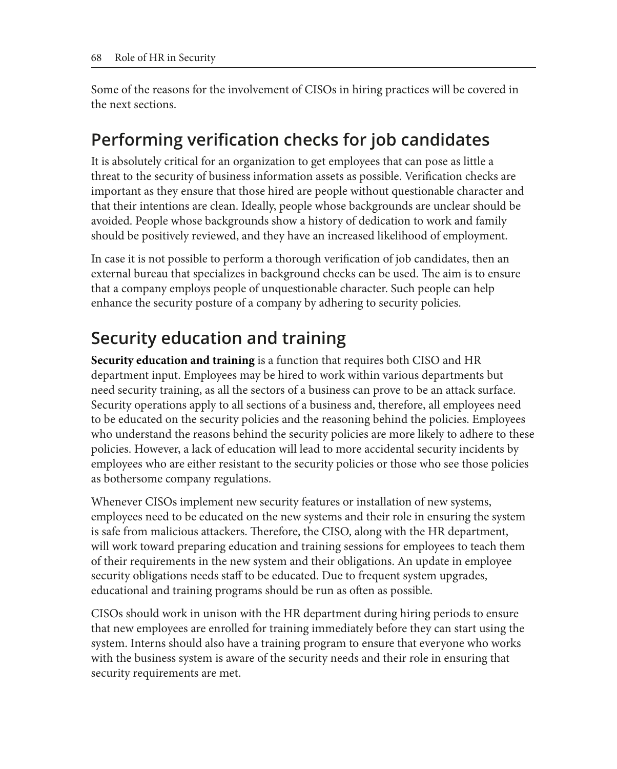Some of the reasons for the involvement of CISOs in hiring practices will be covered in the next sections.

## Performing verification checks for job candidates

It is absolutely critical for an organization to get employees that can pose as little a threat to the security of business information assets as possible. Verification checks are important as they ensure that those hired are people without questionable character and that their intentions are clean. Ideally, people whose backgrounds are unclear should be avoided. People whose backgrounds show a history of dedication to work and family should be positively reviewed, and they have an increased likelihood of employment.

In case it is not possible to perform a thorough verification of job candidates, then an external bureau that specializes in background checks can be used. The aim is to ensure that a company employs people of unquestionable character. Such people can help enhance the security posture of a company by adhering to security policies.

## Security education and training

**Security education and training** is a function that requires both CISO and HR department input. Employees may be hired to work within various departments but need security training, as all the sectors of a business can prove to be an attack surface. Security operations apply to all sections of a business and, therefore, all employees need to be educated on the security policies and the reasoning behind the policies. Employees who understand the reasons behind the security policies are more likely to adhere to these policies. However, a lack of education will lead to more accidental security incidents by employees who are either resistant to the security policies or those who see those policies as bothersome company regulations.

Whenever CISOs implement new security features or installation of new systems, employees need to be educated on the new systems and their role in ensuring the system is safe from malicious attackers. Therefore, the CISO, along with the HR department, will work toward preparing education and training sessions for employees to teach them of their requirements in the new system and their obligations. An update in employee security obligations needs staff to be educated. Due to frequent system upgrades, educational and training programs should be run as often as possible.

CISOs should work in unison with the HR department during hiring periods to ensure that new employees are enrolled for training immediately before they can start using the system. Interns should also have a training program to ensure that everyone who works with the business system is aware of the security needs and their role in ensuring that security requirements are met.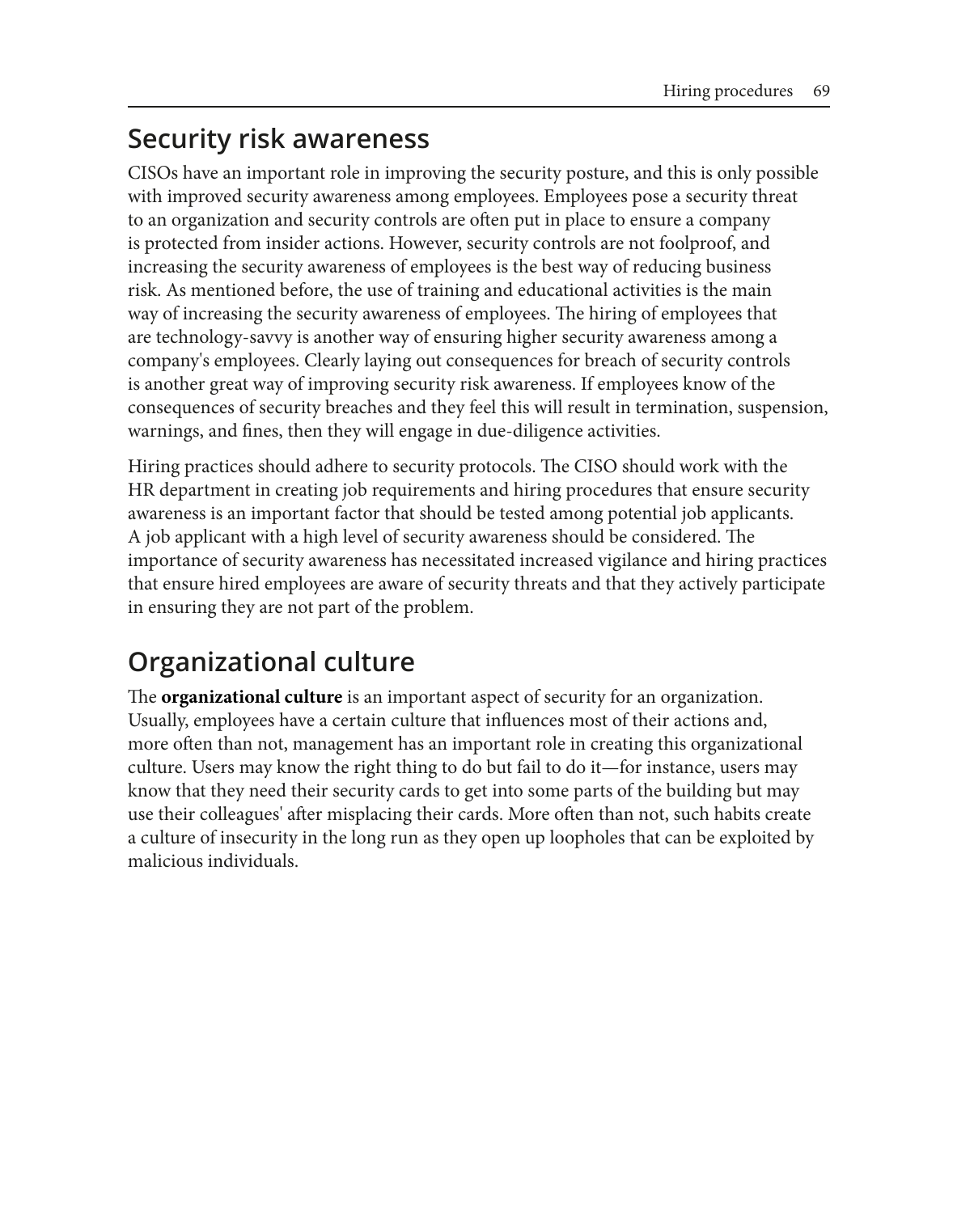## Security risk awareness

CISOs have an important role in improving the security posture, and this is only possible with improved security awareness among employees. Employees pose a security threat to an organization and security controls are often put in place to ensure a company is protected from insider actions. However, security controls are not foolproof, and increasing the security awareness of employees is the best way of reducing business risk. As mentioned before, the use of training and educational activities is the main way of increasing the security awareness of employees. The hiring of employees that are technology-savvy is another way of ensuring higher security awareness among a company's employees. Clearly laying out consequences for breach of security controls is another great way of improving security risk awareness. If employees know of the consequences of security breaches and they feel this will result in termination, suspension, warnings, and fines, then they will engage in due-diligence activities.

Hiring practices should adhere to security protocols. The CISO should work with the HR department in creating job requirements and hiring procedures that ensure security awareness is an important factor that should be tested among potential job applicants. A job applicant with a high level of security awareness should be considered. The importance of security awareness has necessitated increased vigilance and hiring practices that ensure hired employees are aware of security threats and that they actively participate in ensuring they are not part of the problem.

## Organizational culture

The **organizational culture** is an important aspect of security for an organization. Usually, employees have a certain culture that influences most of their actions and, more often than not, management has an important role in creating this organizational culture. Users may know the right thing to do but fail to do it—for instance, users may know that they need their security cards to get into some parts of the building but may use their colleagues' after misplacing their cards. More often than not, such habits create a culture of insecurity in the long run as they open up loopholes that can be exploited by malicious individuals.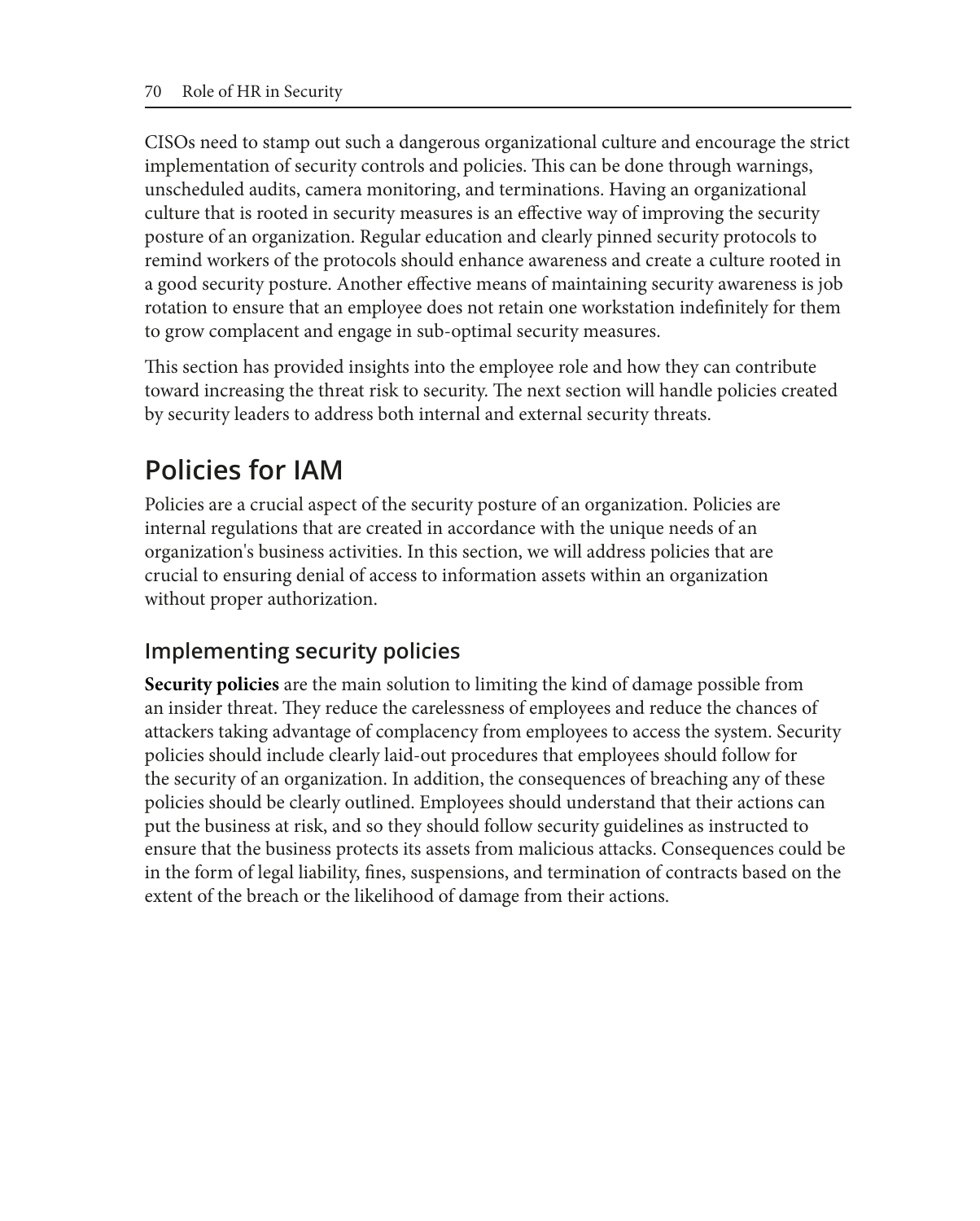CISOs need to stamp out such a dangerous organizational culture and encourage the strict implementation of security controls and policies. This can be done through warnings, unscheduled audits, camera monitoring, and terminations. Having an organizational culture that is rooted in security measures is an effective way of improving the security posture of an organization. Regular education and clearly pinned security protocols to remind workers of the protocols should enhance awareness and create a culture rooted in a good security posture. Another effective means of maintaining security awareness is job rotation to ensure that an employee does not retain one workstation indefinitely for them to grow complacent and engage in sub-optimal security measures.

This section has provided insights into the employee role and how they can contribute toward increasing the threat risk to security. The next section will handle policies created by security leaders to address both internal and external security threats.

# Policies for IAM

Policies are a crucial aspect of the security posture of an organization. Policies are internal regulations that are created in accordance with the unique needs of an organization's business activities. In this section, we will address policies that are crucial to ensuring denial of access to information assets within an organization without proper authorization.

## Implementing security policies

**Security policies** are the main solution to limiting the kind of damage possible from an insider threat. They reduce the carelessness of employees and reduce the chances of attackers taking advantage of complacency from employees to access the system. Security policies should include clearly laid-out procedures that employees should follow for the security of an organization. In addition, the consequences of breaching any of these policies should be clearly outlined. Employees should understand that their actions can put the business at risk, and so they should follow security guidelines as instructed to ensure that the business protects its assets from malicious attacks. Consequences could be in the form of legal liability, fines, suspensions, and termination of contracts based on the extent of the breach or the likelihood of damage from their actions.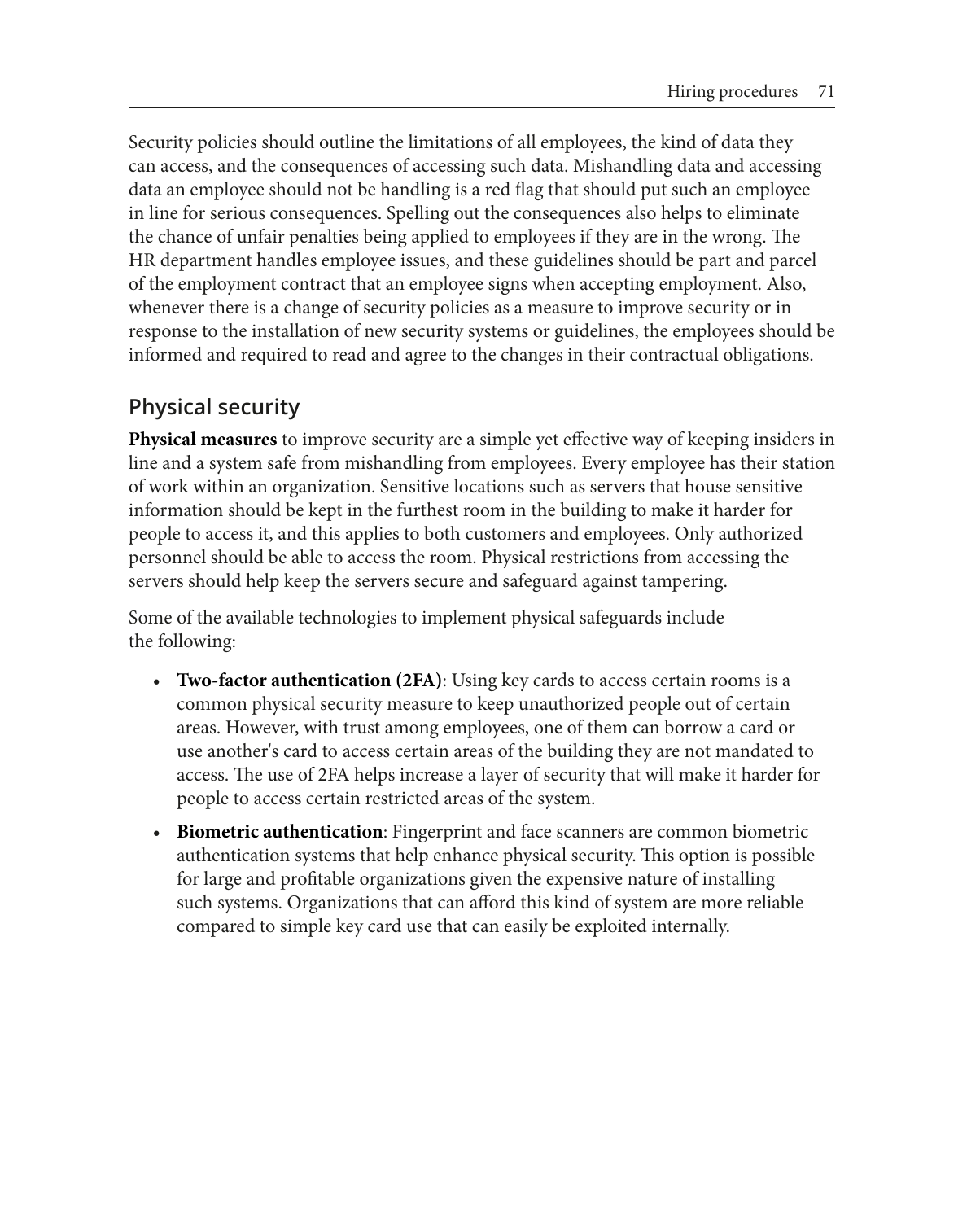Security policies should outline the limitations of all employees, the kind of data they can access, and the consequences of accessing such data. Mishandling data and accessing data an employee should not be handling is a red flag that should put such an employee in line for serious consequences. Spelling out the consequences also helps to eliminate the chance of unfair penalties being applied to employees if they are in the wrong. The HR department handles employee issues, and these guidelines should be part and parcel of the employment contract that an employee signs when accepting employment. Also, whenever there is a change of security policies as a measure to improve security or in response to the installation of new security systems or guidelines, the employees should be informed and required to read and agree to the changes in their contractual obligations.

## Physical security

**Physical measures** to improve security are a simple yet effective way of keeping insiders in line and a system safe from mishandling from employees. Every employee has their station of work within an organization. Sensitive locations such as servers that house sensitive information should be kept in the furthest room in the building to make it harder for people to access it, and this applies to both customers and employees. Only authorized personnel should be able to access the room. Physical restrictions from accessing the servers should help keep the servers secure and safeguard against tampering.

Some of the available technologies to implement physical safeguards include the following:

- **Two-factor authentication (2FA)**: Using key cards to access certain rooms is a common physical security measure to keep unauthorized people out of certain areas. However, with trust among employees, one of them can borrow a card or use another's card to access certain areas of the building they are not mandated to access. The use of 2FA helps increase a layer of security that will make it harder for people to access certain restricted areas of the system.
- **Biometric authentication**: Fingerprint and face scanners are common biometric authentication systems that help enhance physical security. This option is possible for large and profitable organizations given the expensive nature of installing such systems. Organizations that can afford this kind of system are more reliable compared to simple key card use that can easily be exploited internally.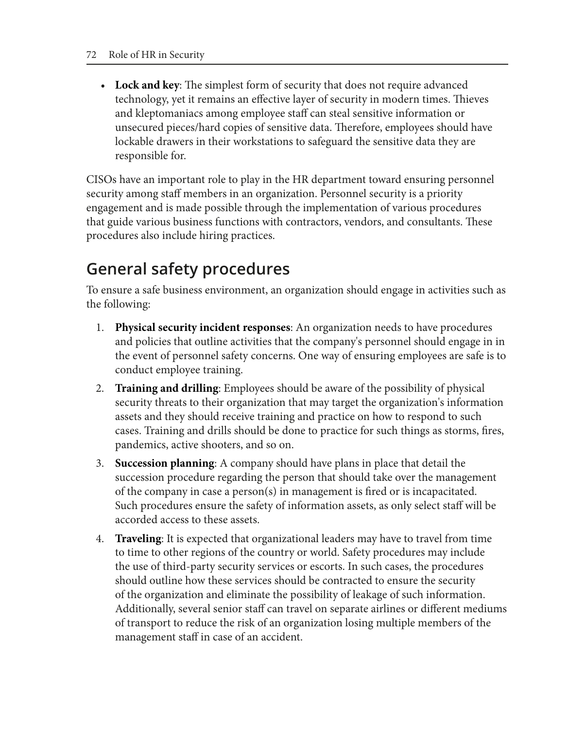- **Lock and key**: The simplest form of security that does not require advanced technology, yet it remains an effective layer of security in modern times. Thieves and kleptomaniacs among employee staff can steal sensitive information or unsecured pieces/hard copies of sensitive data. Therefore, employees should have lockable drawers in their workstations to safeguard the sensitive data they are responsible for.

CISOs have an important role to play in the HR department toward ensuring personnel security among staff members in an organization. Personnel security is a priority engagement and is made possible through the implementation of various procedures that guide various business functions with contractors, vendors, and consultants. These procedures also include hiring practices.

## General safety procedures

To ensure a safe business environment, an organization should engage in activities such as the following:

1. **Physical security incident responses**: An organization needs to have procedures and policies that outline activities that the company's personnel should engage in in the event of personnel safety concerns. One way of ensuring employees are safe is to conduct employee training.
2. **Training and drilling**: Employees should be aware of the possibility of physical security threats to their organization that may target the organization's information assets and they should receive training and practice on how to respond to such cases. Training and drills should be done to practice for such things as storms, fires, pandemics, active shooters, and so on.
3. **Succession planning**: A company should have plans in place that detail the succession procedure regarding the person that should take over the management of the company in case a person(s) in management is fired or is incapacitated. Such procedures ensure the safety of information assets, as only select staff will be accorded access to these assets.
4. **Traveling**: It is expected that organizational leaders may have to travel from time to time to other regions of the country or world. Safety procedures may include the use of third-party security services or escorts. In such cases, the procedures should outline how these services should be contracted to ensure the security of the organization and eliminate the possibility of leakage of such information. Additionally, several senior staff can travel on separate airlines or different mediums of transport to reduce the risk of an organization losing multiple members of the management staff in case of an accident.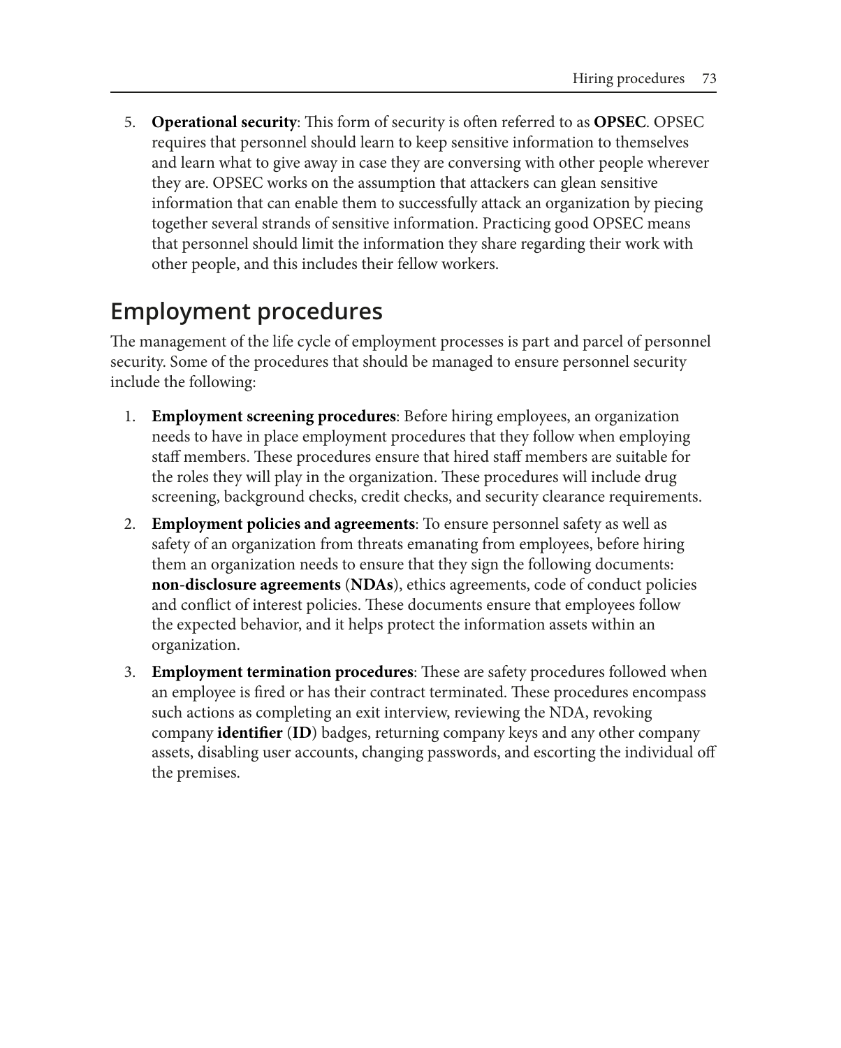5. **Operational security**: This form of security is often referred to as **OPSEC**. OPSEC requires that personnel should learn to keep sensitive information to themselves and learn what to give away in case they are conversing with other people wherever they are. OPSEC works on the assumption that attackers can glean sensitive information that can enable them to successfully attack an organization by piecing together several strands of sensitive information. Practicing good OPSEC means that personnel should limit the information they share regarding their work with other people, and this includes their fellow workers.

## Employment procedures

The management of the life cycle of employment processes is part and parcel of personnel security. Some of the procedures that should be managed to ensure personnel security include the following:

1. **Employment screening procedures**: Before hiring employees, an organization needs to have in place employment procedures that they follow when employing staff members. These procedures ensure that hired staff members are suitable for the roles they will play in the organization. These procedures will include drug screening, background checks, credit checks, and security clearance requirements.
2. **Employment policies and agreements**: To ensure personnel safety as well as safety of an organization from threats emanating from employees, before hiring them an organization needs to ensure that they sign the following documents: **non-disclosure agreements** (**NDAs**), ethics agreements, code of conduct policies and conflict of interest policies. These documents ensure that employees follow the expected behavior, and it helps protect the information assets within an organization.
3. **Employment termination procedures**: These are safety procedures followed when an employee is fired or has their contract terminated. These procedures encompass such actions as completing an exit interview, reviewing the NDA, revoking company **identifier** (**ID**) badges, returning company keys and any other company assets, disabling user accounts, changing passwords, and escorting the individual off the premises.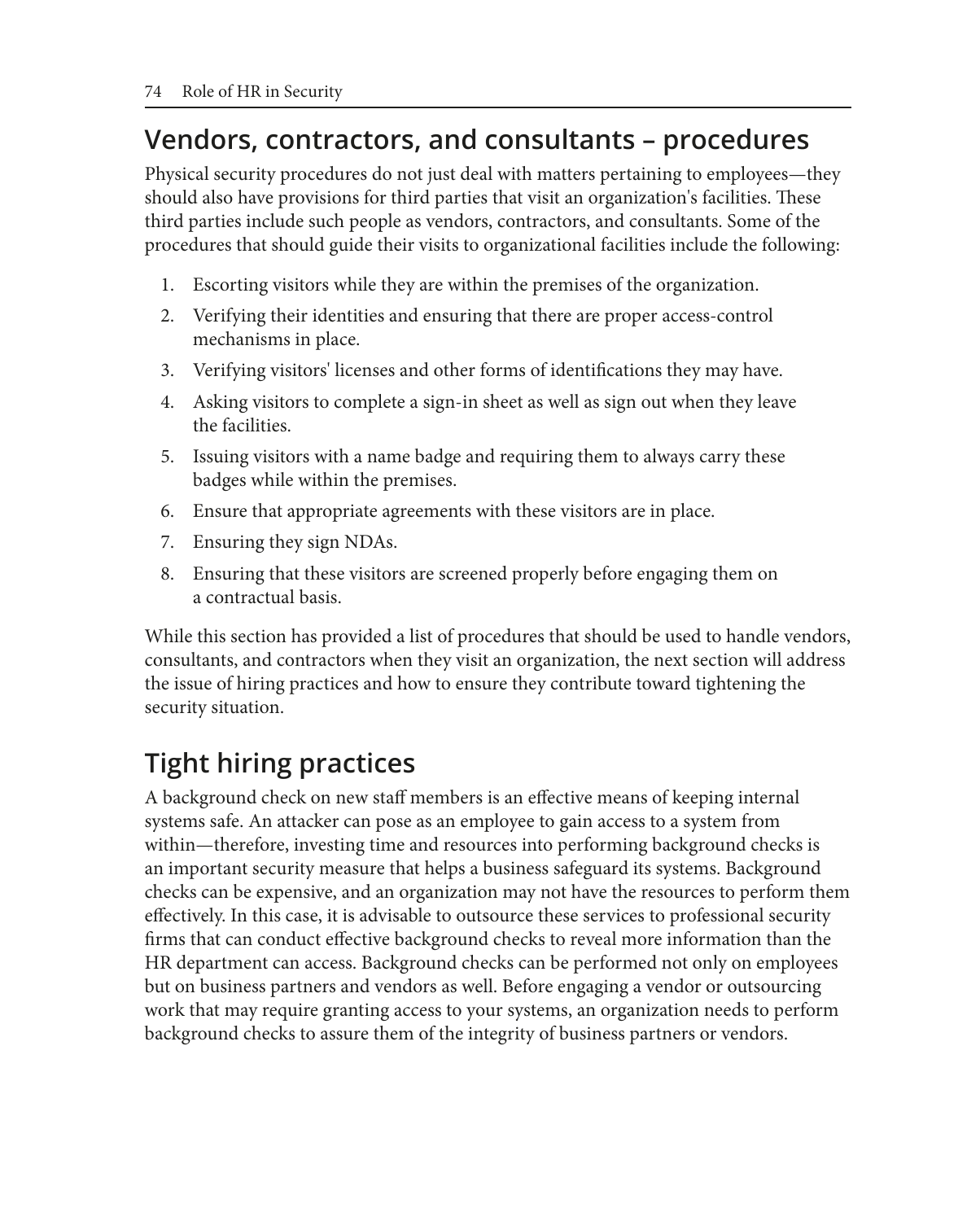## Vendors, contractors, and consultants – procedures

Physical security procedures do not just deal with matters pertaining to employees—they should also have provisions for third parties that visit an organization's facilities. These third parties include such people as vendors, contractors, and consultants. Some of the procedures that should guide their visits to organizational facilities include the following:

1. Escorting visitors while they are within the premises of the organization.
2. Verifying their identities and ensuring that there are proper access-control mechanisms in place.
3. Verifying visitors' licenses and other forms of identifications they may have.
4. Asking visitors to complete a sign-in sheet as well as sign out when they leave the facilities.
5. Issuing visitors with a name badge and requiring them to always carry these badges while within the premises.
6. Ensure that appropriate agreements with these visitors are in place.
7. Ensuring they sign NDAs.
8. Ensuring that these visitors are screened properly before engaging them on a contractual basis.

While this section has provided a list of procedures that should be used to handle vendors, consultants, and contractors when they visit an organization, the next section will address the issue of hiring practices and how to ensure they contribute toward tightening the security situation.

## Tight hiring practices

A background check on new staff members is an effective means of keeping internal systems safe. An attacker can pose as an employee to gain access to a system from within—therefore, investing time and resources into performing background checks is an important security measure that helps a business safeguard its systems. Background checks can be expensive, and an organization may not have the resources to perform them effectively. In this case, it is advisable to outsource these services to professional security firms that can conduct effective background checks to reveal more information than the HR department can access. Background checks can be performed not only on employees but on business partners and vendors as well. Before engaging a vendor or outsourcing work that may require granting access to your systems, an organization needs to perform background checks to assure them of the integrity of business partners or vendors.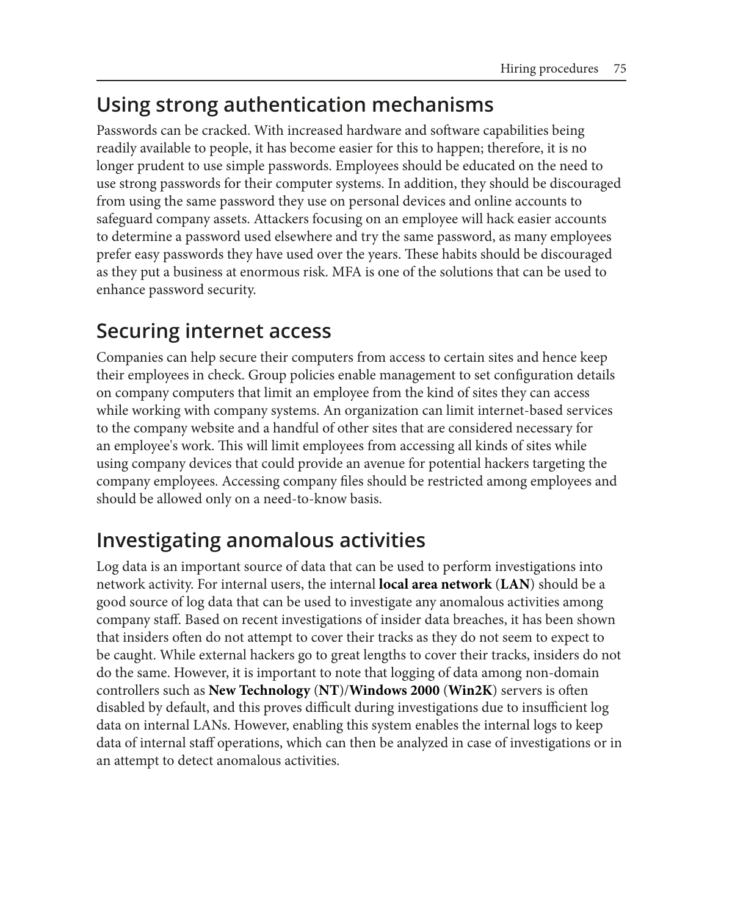## Using strong authentication mechanisms

Passwords can be cracked. With increased hardware and software capabilities being readily available to people, it has become easier for this to happen; therefore, it is no longer prudent to use simple passwords. Employees should be educated on the need to use strong passwords for their computer systems. In addition, they should be discouraged from using the same password they use on personal devices and online accounts to safeguard company assets. Attackers focusing on an employee will hack easier accounts to determine a password used elsewhere and try the same password, as many employees prefer easy passwords they have used over the years. These habits should be discouraged as they put a business at enormous risk. MFA is one of the solutions that can be used to enhance password security.

## Securing internet access

Companies can help secure their computers from access to certain sites and hence keep their employees in check. Group policies enable management to set configuration details on company computers that limit an employee from the kind of sites they can access while working with company systems. An organization can limit internet-based services to the company website and a handful of other sites that are considered necessary for an employee's work. This will limit employees from accessing all kinds of sites while using company devices that could provide an avenue for potential hackers targeting the company employees. Accessing company files should be restricted among employees and should be allowed only on a need-to-know basis.

## Investigating anomalous activities

Log data is an important source of data that can be used to perform investigations into network activity. For internal users, the internal **local area network** (**LAN**) should be a good source of log data that can be used to investigate any anomalous activities among company staff. Based on recent investigations of insider data breaches, it has been shown that insiders often do not attempt to cover their tracks as they do not seem to expect to be caught. While external hackers go to great lengths to cover their tracks, insiders do not do the same. However, it is important to note that logging of data among non-domain controllers such as **New Technology** (**NT**)/**Windows 2000** (**Win2K**) servers is often disabled by default, and this proves difficult during investigations due to insufficient log data on internal LANs. However, enabling this system enables the internal logs to keep data of internal staff operations, which can then be analyzed in case of investigations or in an attempt to detect anomalous activities.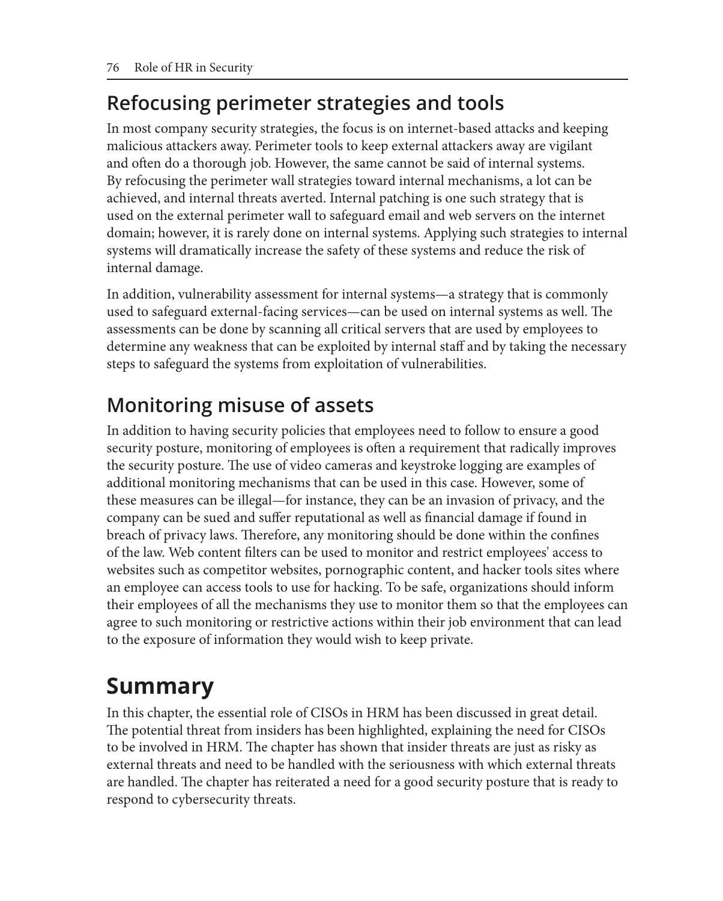## Refocusing perimeter strategies and tools

In most company security strategies, the focus is on internet-based attacks and keeping malicious attackers away. Perimeter tools to keep external attackers away are vigilant and often do a thorough job. However, the same cannot be said of internal systems. By refocusing the perimeter wall strategies toward internal mechanisms, a lot can be achieved, and internal threats averted. Internal patching is one such strategy that is used on the external perimeter wall to safeguard email and web servers on the internet domain; however, it is rarely done on internal systems. Applying such strategies to internal systems will dramatically increase the safety of these systems and reduce the risk of internal damage.

In addition, vulnerability assessment for internal systems—a strategy that is commonly used to safeguard external-facing services—can be used on internal systems as well. The assessments can be done by scanning all critical servers that are used by employees to determine any weakness that can be exploited by internal staff and by taking the necessary steps to safeguard the systems from exploitation of vulnerabilities.

## Monitoring misuse of assets

In addition to having security policies that employees need to follow to ensure a good security posture, monitoring of employees is often a requirement that radically improves the security posture. The use of video cameras and keystroke logging are examples of additional monitoring mechanisms that can be used in this case. However, some of these measures can be illegal—for instance, they can be an invasion of privacy, and the company can be sued and suffer reputational as well as financial damage if found in breach of privacy laws. Therefore, any monitoring should be done within the confines of the law. Web content filters can be used to monitor and restrict employees' access to websites such as competitor websites, pornographic content, and hacker tools sites where an employee can access tools to use for hacking. To be safe, organizations should inform their employees of all the mechanisms they use to monitor them so that the employees can agree to such monitoring or restrictive actions within their job environment that can lead to the exposure of information they would wish to keep private.

# Summary

In this chapter, the essential role of CISOs in HRM has been discussed in great detail. The potential threat from insiders has been highlighted, explaining the need for CISOs to be involved in HRM. The chapter has shown that insider threats are just as risky as external threats and need to be handled with the seriousness with which external threats are handled. The chapter has reiterated a need for a good security posture that is ready to respond to cybersecurity threats.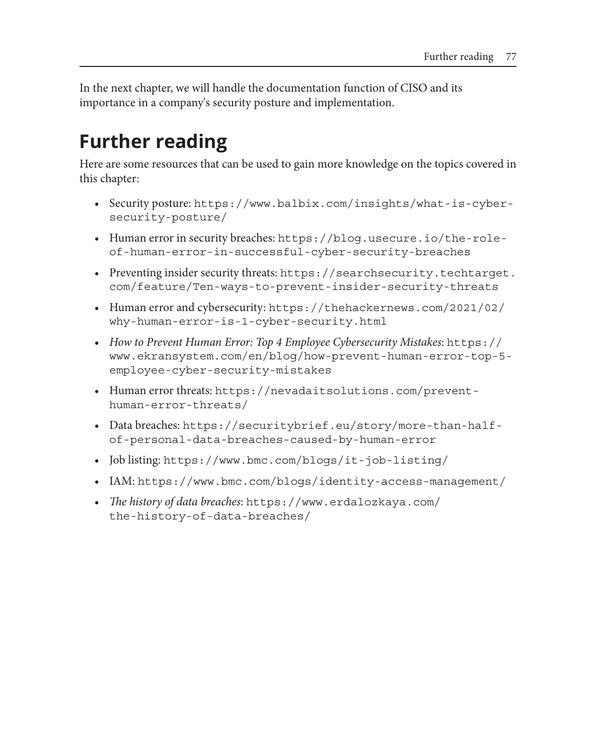In the next chapter, we will handle the documentation function of CISO and its importance in a company's security posture and implementation.

## Further reading

Here are some resources that can be used to gain more knowledge on the topics covered in this chapter:

- Security posture: `https://www.balbix.com/insights/what-is-cyber-security-posture/`
- Human error in security breaches: `https://blog.usecure.io/the-role-of-human-error-in-successful-cyber-security-breaches`
- Preventing insider security threats: `https://searchsecurity.techtarget.com/feature/Ten-ways-to-prevent-insider-security-threats`
- Human error and cybersecurity: `https://thehackernews.com/2021/02/why-human-error-is-1-cyber-security.html`
- *How to Prevent Human Error: Top 4 Employee Cybersecurity Mistakes*: `https://www.ekransystem.com/en/blog/how-prevent-human-error-top-5-employee-cyber-security-mistakes`
- Human error threats: `https://nevadaitsolutions.com/prevent-human-error-threats/`
- Data breaches: `https://securitybrief.eu/story/more-than-half-of-personal-data-breaches-caused-by-human-error`
- Job listing: `https://www.bmc.com/blogs/it-job-listing/`
- IAM: `https://www.bmc.com/blogs/identity-access-management/`
- *The history of data breaches*: `https://www.erdalozkaya.com/the-history-of-data-breaches/`